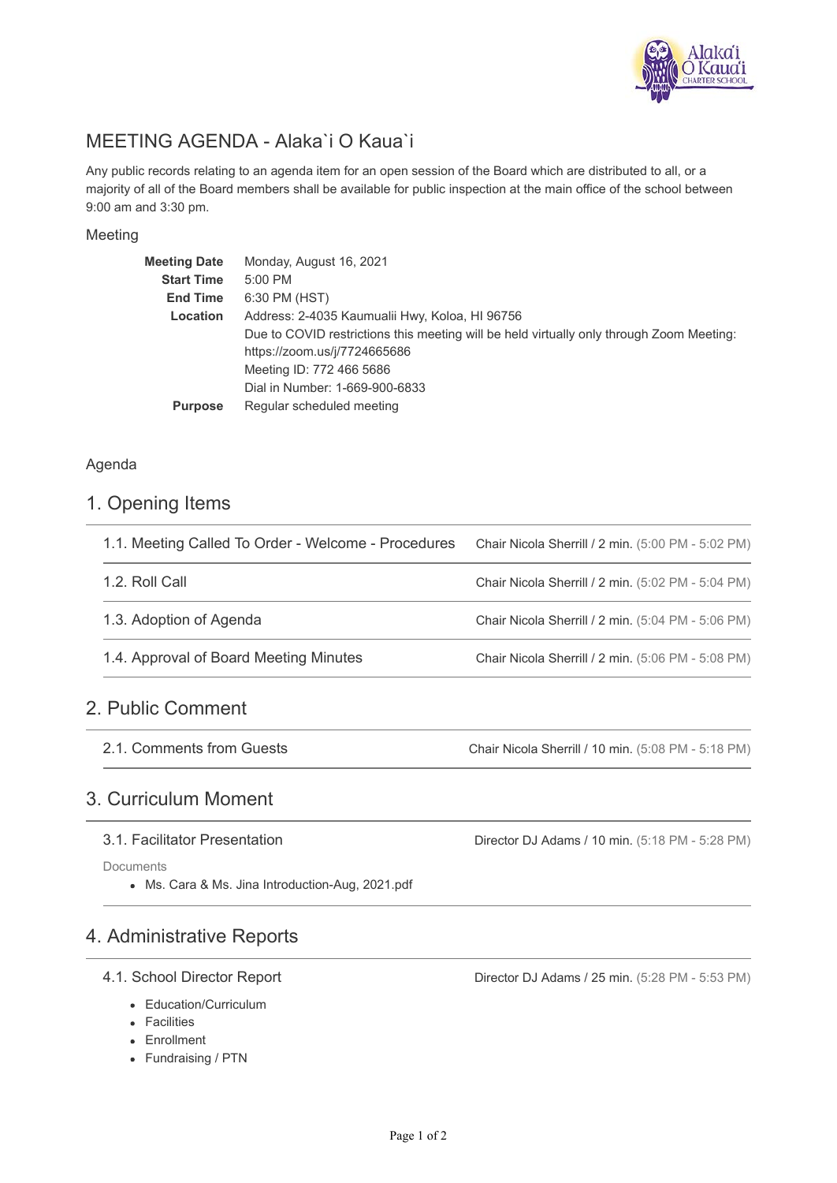# MEETING AGENDA - Alaka`i O Kaua`i

Any public records relating to an agenda item for an open session of the Board which are distributed to all, or a majority of all of the Board members shall be available for public inspection at the main office of the school between 9:00 am and 3:30 pm.

## Meeting

| | |
|---|---|
| **Meeting Date** | Monday, August 16, 2021 |
| **Start Time** | 5:00 PM |
| **End Time** | 6:30 PM (HST) |
| **Location** | Address: 2-4035 Kaumualii Hwy, Koloa, HI 96756<br>Due to COVID restrictions this meeting will be held virtually only through Zoom Meeting: https://zoom.us/j/7724665686<br>Meeting ID: 772 466 5686<br>Dial in Number: 1-669-900-6833 |
| **Purpose** | Regular scheduled meeting |

## Agenda

## 1. Opening Items

1.1. Meeting Called To Order - Welcome - Procedures — Chair Nicola Sherrill / 2 min. (5:00 PM - 5:02 PM)

1.2. Roll Call — Chair Nicola Sherrill / 2 min. (5:02 PM - 5:04 PM)

1.3. Adoption of Agenda — Chair Nicola Sherrill / 2 min. (5:04 PM - 5:06 PM)

1.4. Approval of Board Meeting Minutes — Chair Nicola Sherrill / 2 min. (5:06 PM - 5:08 PM)

## 2. Public Comment

2.1. Comments from Guests — Chair Nicola Sherrill / 10 min. (5:08 PM - 5:18 PM)

## 3. Curriculum Moment

3.1. Facilitator Presentation — Director DJ Adams / 10 min. (5:18 PM - 5:28 PM)

Documents

- Ms. Cara & Ms. Jina Introduction-Aug, 2021.pdf

## 4. Administrative Reports

4.1. School Director Report — Director DJ Adams / 25 min. (5:28 PM - 5:53 PM)

- Education/Curriculum
- Facilities
- Enrollment
- Fundraising / PTN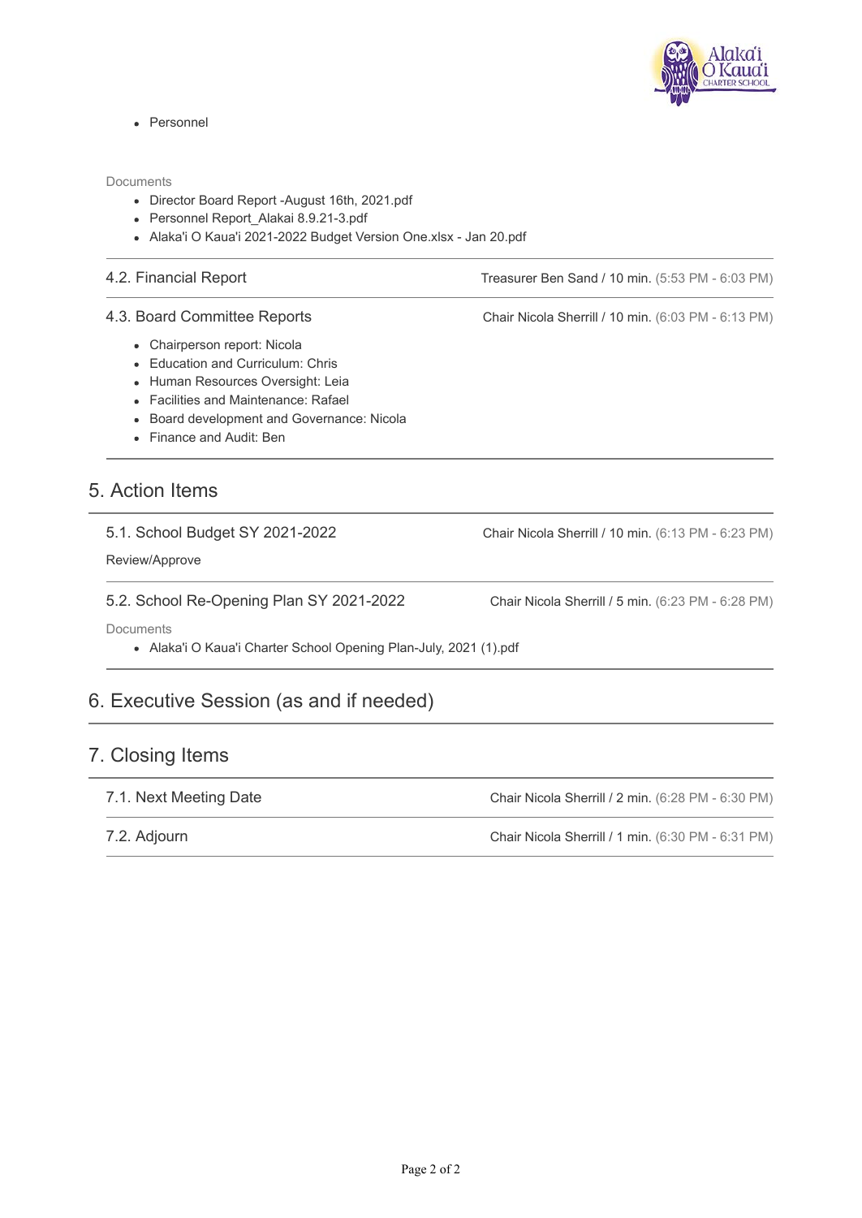- Personnel

Documents

- Director Board Report -August 16th, 2021.pdf
- Personnel Report_Alakai 8.9.21-3.pdf
- Alaka'i O Kaua'i 2021-2022 Budget Version One.xlsx - Jan 20.pdf

### 4.2. Financial Report

Treasurer Ben Sand / 10 min. (5:53 PM - 6:03 PM)

### 4.3. Board Committee Reports

Chair Nicola Sherrill / 10 min. (6:03 PM - 6:13 PM)

- Chairperson report: Nicola
- Education and Curriculum: Chris
- Human Resources Oversight: Leia
- Facilities and Maintenance: Rafael
- Board development and Governance: Nicola
- Finance and Audit: Ben

## 5. Action Items

### 5.1. School Budget SY 2021-2022

Chair Nicola Sherrill / 10 min. (6:13 PM - 6:23 PM)

Review/Approve

### 5.2. School Re-Opening Plan SY 2021-2022

Chair Nicola Sherrill / 5 min. (6:23 PM - 6:28 PM)

Documents

- Alaka'i O Kaua'i Charter School Opening Plan-July, 2021 (1).pdf

## 6. Executive Session (as and if needed)

## 7. Closing Items

### 7.1. Next Meeting Date

Chair Nicola Sherrill / 2 min. (6:28 PM - 6:30 PM)

### 7.2. Adjourn

Chair Nicola Sherrill / 1 min. (6:30 PM - 6:31 PM)